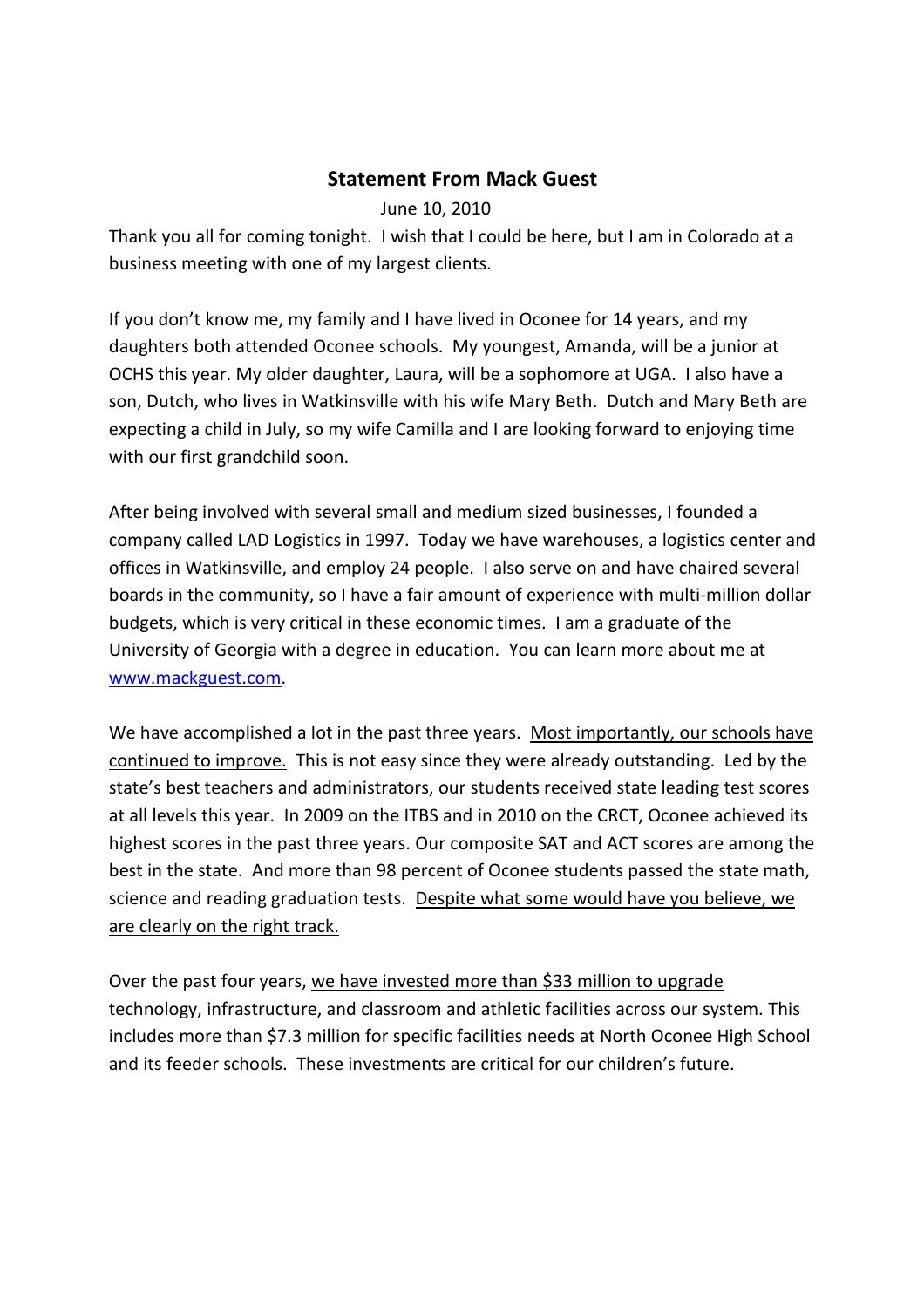## Statement From Mack Guest

June 10, 2010

Thank you all for coming tonight. I wish that I could be here, but I am in Colorado at a business meeting with one of my largest clients.

If you don't know me, my family and I have lived in Oconee for 14 years, and my daughters both attended Oconee schools. My youngest, Amanda, will be a junior at OCHS this year. My older daughter, Laura, will be a sophomore at UGA. I also have a son, Dutch, who lives in Watkinsville with his wife Mary Beth. Dutch and Mary Beth are expecting a child in July, so my wife Camilla and I are looking forward to enjoying time with our first grandchild soon.

After being involved with several small and medium sized businesses, I founded a company called LAD Logistics in 1997. Today we have warehouses, a logistics center and offices in Watkinsville, and employ 24 people. I also serve on and have chaired several boards in the community, so I have a fair amount of experience with multi-million dollar budgets, which is very critical in these economic times. I am a graduate of the University of Georgia with a degree in education. You can learn more about me at [www.mackguest.com](http://www.mackguest.com).

We have accomplished a lot in the past three years. Most importantly, our schools have continued to improve. This is not easy since they were already outstanding. Led by the state's best teachers and administrators, our students received state leading test scores at all levels this year. In 2009 on the ITBS and in 2010 on the CRCT, Oconee achieved its highest scores in the past three years. Our composite SAT and ACT scores are among the best in the state. And more than 98 percent of Oconee students passed the state math, science and reading graduation tests. Despite what some would have you believe, we are clearly on the right track.

Over the past four years, we have invested more than $33 million to upgrade technology, infrastructure, and classroom and athletic facilities across our system. This includes more than $7.3 million for specific facilities needs at North Oconee High School and its feeder schools. These investments are critical for our children's future.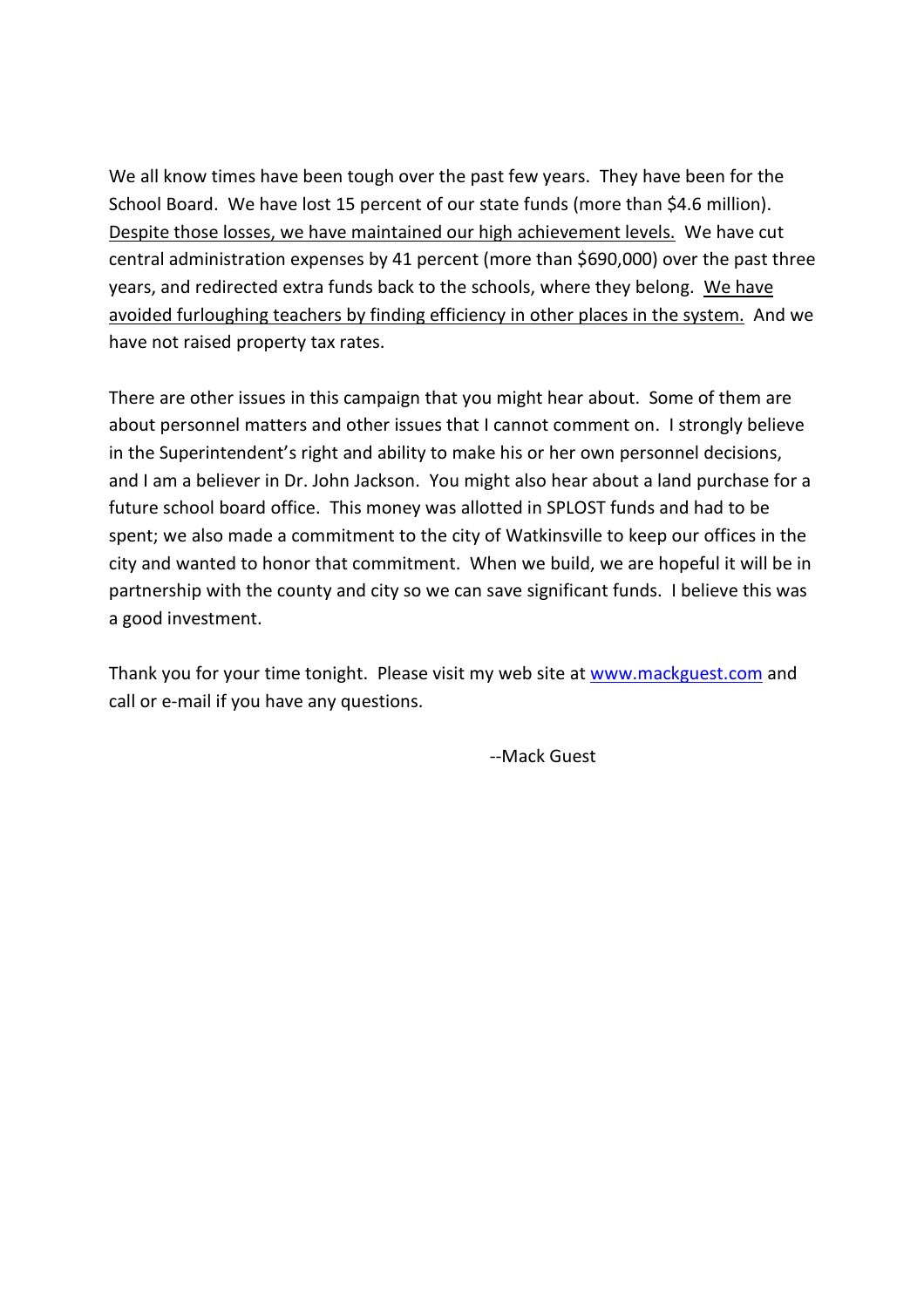We all know times have been tough over the past few years. They have been for the School Board. We have lost 15 percent of our state funds (more than $4.6 million). <u>Despite those losses, we have maintained our high achievement levels.</u> We have cut central administration expenses by 41 percent (more than $690,000) over the past three years, and redirected extra funds back to the schools, where they belong. <u>We have avoided furloughing teachers by finding efficiency in other places in the system.</u> And we have not raised property tax rates.

There are other issues in this campaign that you might hear about. Some of them are about personnel matters and other issues that I cannot comment on. I strongly believe in the Superintendent's right and ability to make his or her own personnel decisions, and I am a believer in Dr. John Jackson. You might also hear about a land purchase for a future school board office. This money was allotted in SPLOST funds and had to be spent; we also made a commitment to the city of Watkinsville to keep our offices in the city and wanted to honor that commitment. When we build, we are hopeful it will be in partnership with the county and city so we can save significant funds. I believe this was a good investment.

Thank you for your time tonight. Please visit my web site at [www.mackguest.com](http://www.mackguest.com) and call or e-mail if you have any questions.

--Mack Guest